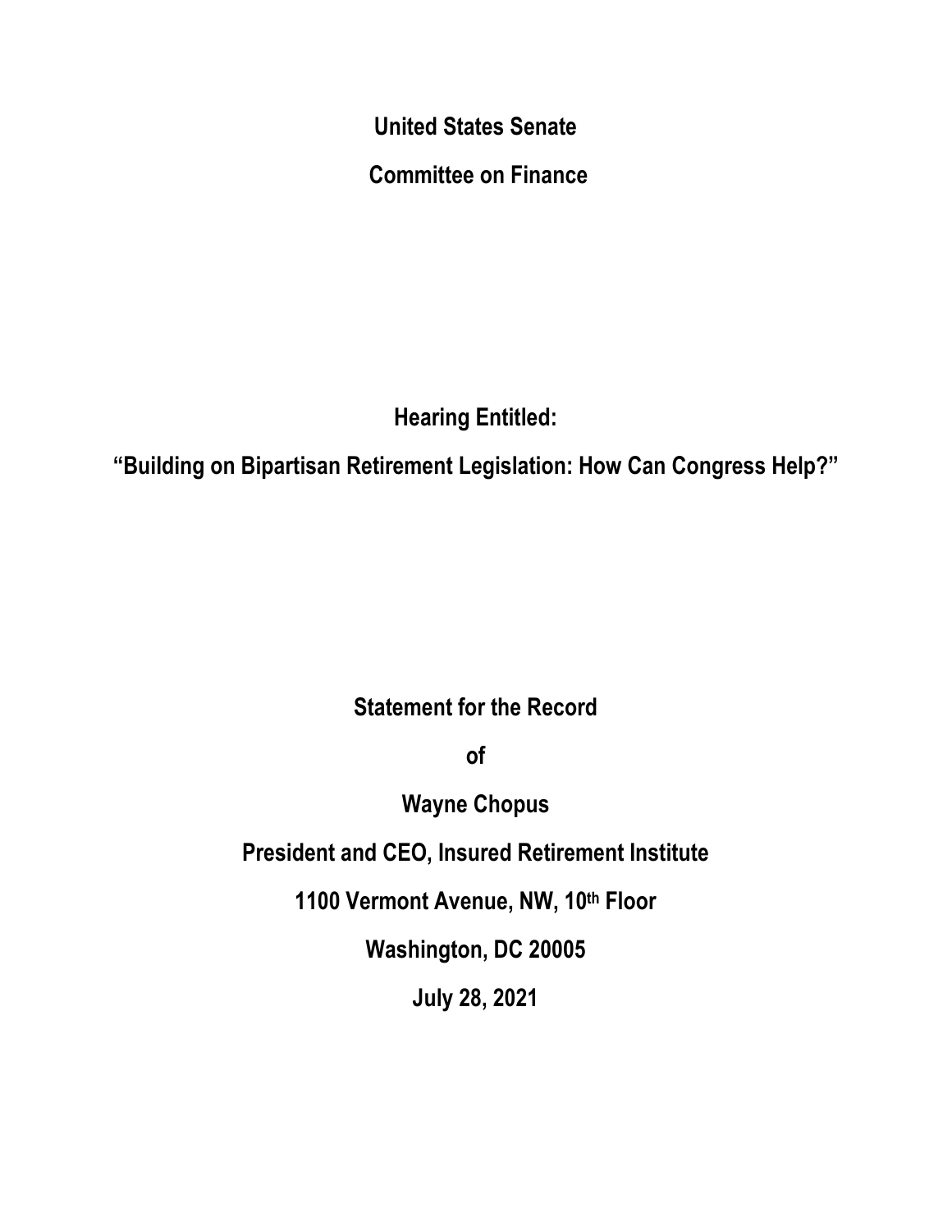**United States Senate**

**Committee on Finance**

**Hearing Entitled:**

**"Building on Bipartisan Retirement Legislation: How Can Congress Help?"**

**Statement for the Record**

**of**

**Wayne Chopus**

**President and CEO, Insured Retirement Institute**

**1100 Vermont Avenue, NW, 10th Floor**

**Washington, DC 20005**

**July 28, 2021**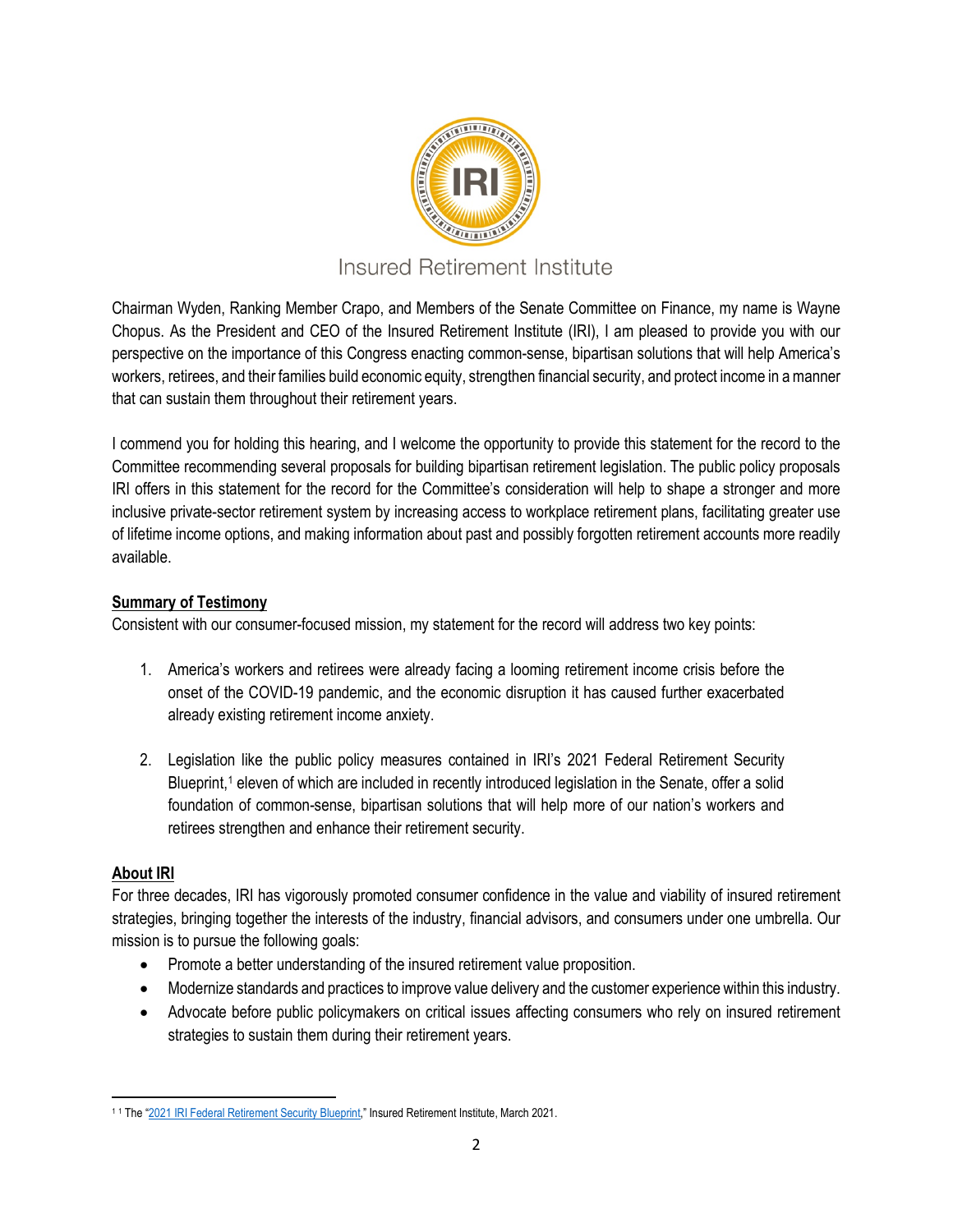Insured Retirement Institute

Chairman Wyden, Ranking Member Crapo, and Members of the Senate Committee on Finance, my name is Wayne Chopus. As the President and CEO of the Insured Retirement Institute (IRI), I am pleased to provide you with our perspective on the importance of this Congress enacting common-sense, bipartisan solutions that will help America's workers, retirees, and their families build economic equity, strengthen financial security, and protect income in a manner that can sustain them throughout their retirement years.

I commend you for holding this hearing, and I welcome the opportunity to provide this statement for the record to the Committee recommending several proposals for building bipartisan retirement legislation. The public policy proposals IRI offers in this statement for the record for the Committee's consideration will help to shape a stronger and more inclusive private-sector retirement system by increasing access to workplace retirement plans, facilitating greater use of lifetime income options, and making information about past and possibly forgotten retirement accounts more readily available.

**Summary of Testimony**

Consistent with our consumer-focused mission, my statement for the record will address two key points:

1. America's workers and retirees were already facing a looming retirement income crisis before the onset of the COVID-19 pandemic, and the economic disruption it has caused further exacerbated already existing retirement income anxiety.

2. Legislation like the public policy measures contained in IRI's 2021 Federal Retirement Security Blueprint,[1] eleven of which are included in recently introduced legislation in the Senate, offer a solid foundation of common-sense, bipartisan solutions that will help more of our nation's workers and retirees strengthen and enhance their retirement security.

**About IRI**

For three decades, IRI has vigorously promoted consumer confidence in the value and viability of insured retirement strategies, bringing together the interests of the industry, financial advisors, and consumers under one umbrella. Our mission is to pursue the following goals:

- Promote a better understanding of the insured retirement value proposition.
- Modernize standards and practices to improve value delivery and the customer experience within this industry.
- Advocate before public policymakers on critical issues affecting consumers who rely on insured retirement strategies to sustain them during their retirement years.

---

[1] [1] The "2021 IRI Federal Retirement Security Blueprint," Insured Retirement Institute, March 2021.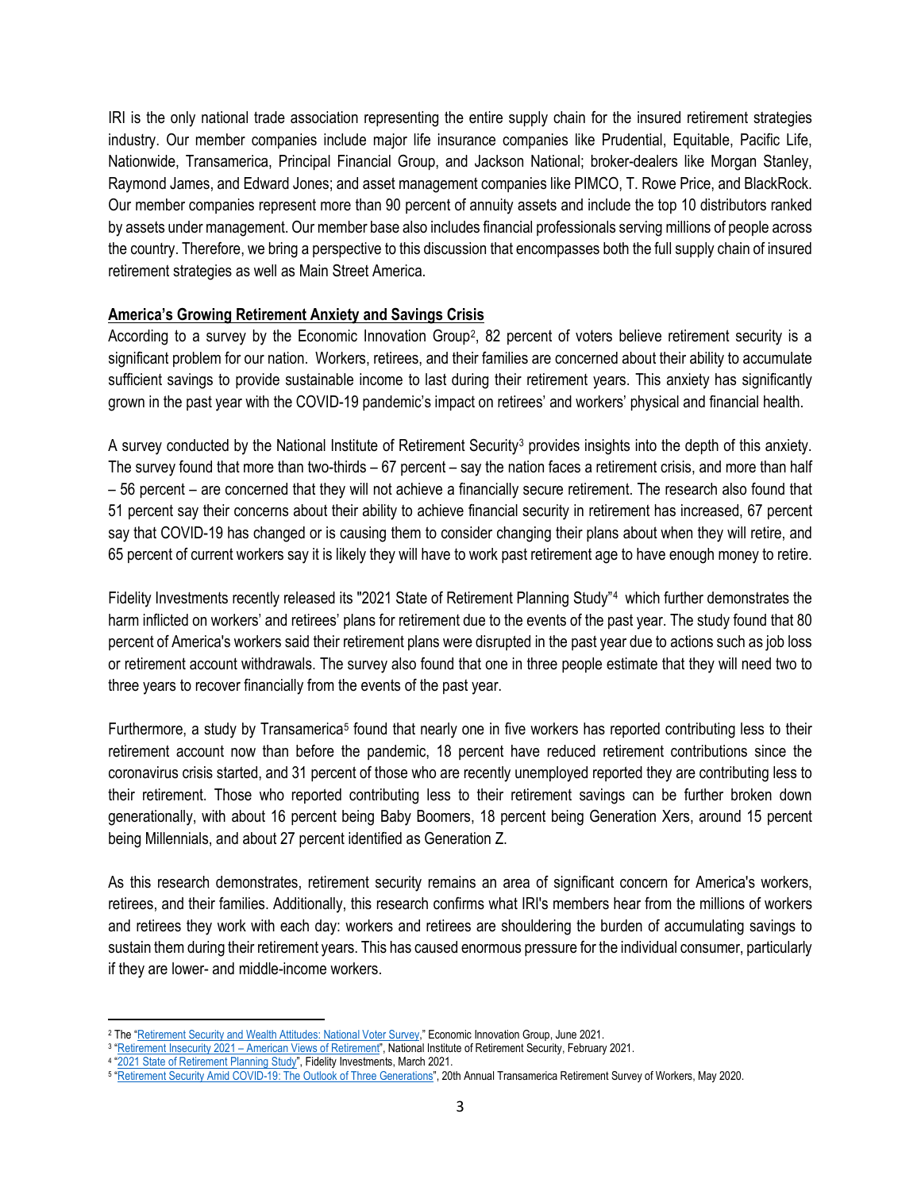IRI is the only national trade association representing the entire supply chain for the insured retirement strategies industry. Our member companies include major life insurance companies like Prudential, Equitable, Pacific Life, Nationwide, Transamerica, Principal Financial Group, and Jackson National; broker-dealers like Morgan Stanley, Raymond James, and Edward Jones; and asset management companies like PIMCO, T. Rowe Price, and BlackRock. Our member companies represent more than 90 percent of annuity assets and include the top 10 distributors ranked by assets under management. Our member base also includes financial professionals serving millions of people across the country. Therefore, we bring a perspective to this discussion that encompasses both the full supply chain of insured retirement strategies as well as Main Street America.

**America's Growing Retirement Anxiety and Savings Crisis**

According to a survey by the Economic Innovation Group[2], 82 percent of voters believe retirement security is a significant problem for our nation. Workers, retirees, and their families are concerned about their ability to accumulate sufficient savings to provide sustainable income to last during their retirement years. This anxiety has significantly grown in the past year with the COVID-19 pandemic's impact on retirees' and workers' physical and financial health.

A survey conducted by the National Institute of Retirement Security[3] provides insights into the depth of this anxiety. The survey found that more than two-thirds – 67 percent – say the nation faces a retirement crisis, and more than half – 56 percent – are concerned that they will not achieve a financially secure retirement. The research also found that 51 percent say their concerns about their ability to achieve financial security in retirement has increased, 67 percent say that COVID-19 has changed or is causing them to consider changing their plans about when they will retire, and 65 percent of current workers say it is likely they will have to work past retirement age to have enough money to retire.

Fidelity Investments recently released its "2021 State of Retirement Planning Study"[4] which further demonstrates the harm inflicted on workers' and retirees' plans for retirement due to the events of the past year. The study found that 80 percent of America's workers said their retirement plans were disrupted in the past year due to actions such as job loss or retirement account withdrawals. The survey also found that one in three people estimate that they will need two to three years to recover financially from the events of the past year.

Furthermore, a study by Transamerica[5] found that nearly one in five workers has reported contributing less to their retirement account now than before the pandemic, 18 percent have reduced retirement contributions since the coronavirus crisis started, and 31 percent of those who are recently unemployed reported they are contributing less to their retirement. Those who reported contributing less to their retirement savings can be further broken down generationally, with about 16 percent being Baby Boomers, 18 percent being Generation Xers, around 15 percent being Millennials, and about 27 percent identified as Generation Z.

As this research demonstrates, retirement security remains an area of significant concern for America's workers, retirees, and their families. Additionally, this research confirms what IRI's members hear from the millions of workers and retirees they work with each day: workers and retirees are shouldering the burden of accumulating savings to sustain them during their retirement years. This has caused enormous pressure for the individual consumer, particularly if they are lower- and middle-income workers.

---

[2] The "Retirement Security and Wealth Attitudes: National Voter Survey," Economic Innovation Group, June 2021.

[3] "Retirement Insecurity 2021 – American Views of Retirement", National Institute of Retirement Security, February 2021.

[4] "2021 State of Retirement Planning Study", Fidelity Investments, March 2021.

[5] "Retirement Security Amid COVID-19: The Outlook of Three Generations", 20th Annual Transamerica Retirement Survey of Workers, May 2020.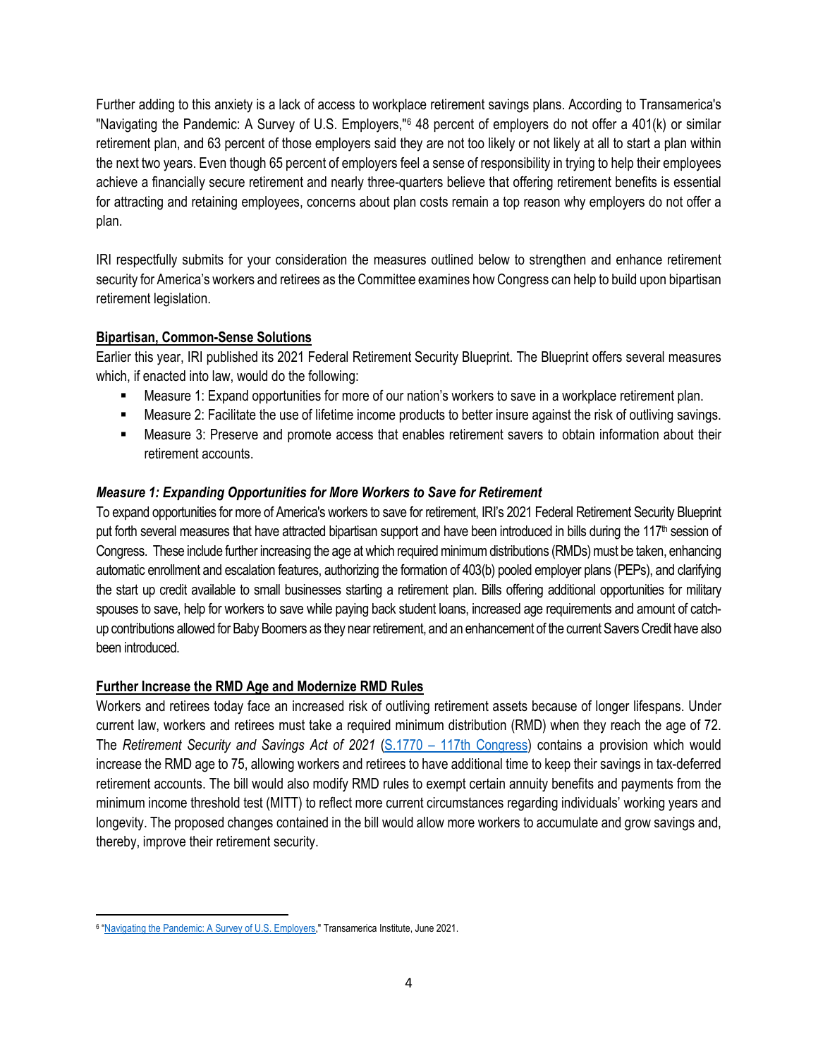Further adding to this anxiety is a lack of access to workplace retirement savings plans. According to Transamerica's "Navigating the Pandemic: A Survey of U.S. Employers,"[6] 48 percent of employers do not offer a 401(k) or similar retirement plan, and 63 percent of those employers said they are not too likely or not likely at all to start a plan within the next two years. Even though 65 percent of employers feel a sense of responsibility in trying to help their employees achieve a financially secure retirement and nearly three-quarters believe that offering retirement benefits is essential for attracting and retaining employees, concerns about plan costs remain a top reason why employers do not offer a plan.

IRI respectfully submits for your consideration the measures outlined below to strengthen and enhance retirement security for America's workers and retirees as the Committee examines how Congress can help to build upon bipartisan retirement legislation.

**<u>Bipartisan, Common-Sense Solutions</u>**

Earlier this year, IRI published its 2021 Federal Retirement Security Blueprint. The Blueprint offers several measures which, if enacted into law, would do the following:

- Measure 1: Expand opportunities for more of our nation's workers to save in a workplace retirement plan.
- Measure 2: Facilitate the use of lifetime income products to better insure against the risk of outliving savings.
- Measure 3: Preserve and promote access that enables retirement savers to obtain information about their retirement accounts.

***Measure 1: Expanding Opportunities for More Workers to Save for Retirement***

To expand opportunities for more of America's workers to save for retirement, IRI's 2021 Federal Retirement Security Blueprint put forth several measures that have attracted bipartisan support and have been introduced in bills during the 117th session of Congress. These include further increasing the age at which required minimum distributions (RMDs) must be taken, enhancing automatic enrollment and escalation features, authorizing the formation of 403(b) pooled employer plans (PEPs), and clarifying the start up credit available to small businesses starting a retirement plan. Bills offering additional opportunities for military spouses to save, help for workers to save while paying back student loans, increased age requirements and amount of catch-up contributions allowed for Baby Boomers as they near retirement, and an enhancement of the current Savers Credit have also been introduced.

**<u>Further Increase the RMD Age and Modernize RMD Rules</u>**

Workers and retirees today face an increased risk of outliving retirement assets because of longer lifespans. Under current law, workers and retirees must take a required minimum distribution (RMD) when they reach the age of 72. The *Retirement Security and Savings Act of 2021* (S.1770 – 117th Congress) contains a provision which would increase the RMD age to 75, allowing workers and retirees to have additional time to keep their savings in tax-deferred retirement accounts. The bill would also modify RMD rules to exempt certain annuity benefits and payments from the minimum income threshold test (MITT) to reflect more current circumstances regarding individuals' working years and longevity. The proposed changes contained in the bill would allow more workers to accumulate and grow savings and, thereby, improve their retirement security.

---

[6] "Navigating the Pandemic: A Survey of U.S. Employers," Transamerica Institute, June 2021.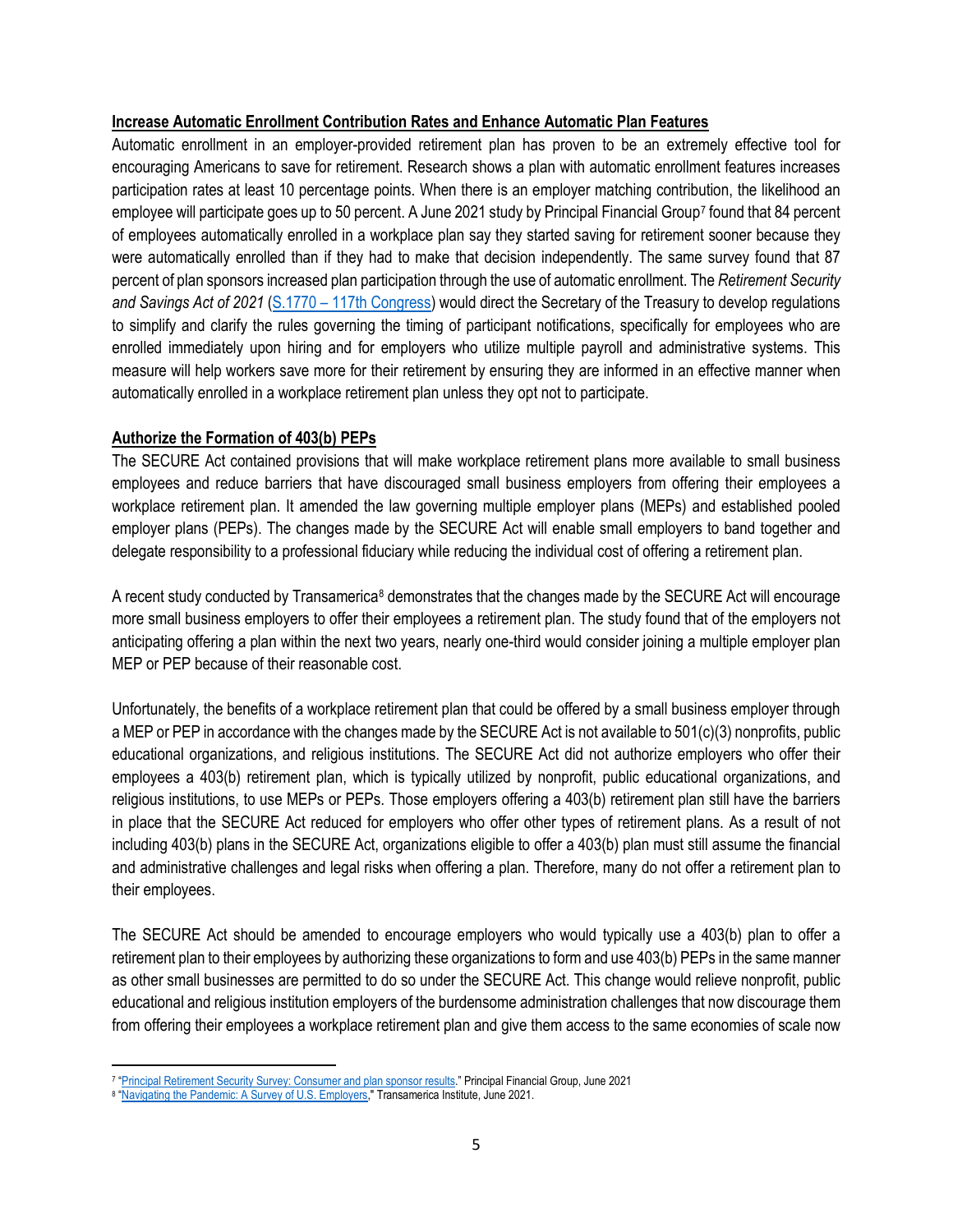**Increase Automatic Enrollment Contribution Rates and Enhance Automatic Plan Features**

Automatic enrollment in an employer-provided retirement plan has proven to be an extremely effective tool for encouraging Americans to save for retirement. Research shows a plan with automatic enrollment features increases participation rates at least 10 percentage points. When there is an employer matching contribution, the likelihood an employee will participate goes up to 50 percent. A June 2021 study by Principal Financial Group[7] found that 84 percent of employees automatically enrolled in a workplace plan say they started saving for retirement sooner because they were automatically enrolled than if they had to make that decision independently. The same survey found that 87 percent of plan sponsors increased plan participation through the use of automatic enrollment. The *Retirement Security and Savings Act of 2021* (S.1770 – 117th Congress) would direct the Secretary of the Treasury to develop regulations to simplify and clarify the rules governing the timing of participant notifications, specifically for employees who are enrolled immediately upon hiring and for employers who utilize multiple payroll and administrative systems. This measure will help workers save more for their retirement by ensuring they are informed in an effective manner when automatically enrolled in a workplace retirement plan unless they opt not to participate.

**Authorize the Formation of 403(b) PEPs**

The SECURE Act contained provisions that will make workplace retirement plans more available to small business employees and reduce barriers that have discouraged small business employers from offering their employees a workplace retirement plan. It amended the law governing multiple employer plans (MEPs) and established pooled employer plans (PEPs). The changes made by the SECURE Act will enable small employers to band together and delegate responsibility to a professional fiduciary while reducing the individual cost of offering a retirement plan.

A recent study conducted by Transamerica[8] demonstrates that the changes made by the SECURE Act will encourage more small business employers to offer their employees a retirement plan. The study found that of the employers not anticipating offering a plan within the next two years, nearly one-third would consider joining a multiple employer plan MEP or PEP because of their reasonable cost.

Unfortunately, the benefits of a workplace retirement plan that could be offered by a small business employer through a MEP or PEP in accordance with the changes made by the SECURE Act is not available to 501(c)(3) nonprofits, public educational organizations, and religious institutions. The SECURE Act did not authorize employers who offer their employees a 403(b) retirement plan, which is typically utilized by nonprofit, public educational organizations, and religious institutions, to use MEPs or PEPs. Those employers offering a 403(b) retirement plan still have the barriers in place that the SECURE Act reduced for employers who offer other types of retirement plans. As a result of not including 403(b) plans in the SECURE Act, organizations eligible to offer a 403(b) plan must still assume the financial and administrative challenges and legal risks when offering a plan. Therefore, many do not offer a retirement plan to their employees.

The SECURE Act should be amended to encourage employers who would typically use a 403(b) plan to offer a retirement plan to their employees by authorizing these organizations to form and use 403(b) PEPs in the same manner as other small businesses are permitted to do so under the SECURE Act. This change would relieve nonprofit, public educational and religious institution employers of the burdensome administration challenges that now discourage them from offering their employees a workplace retirement plan and give them access to the same economies of scale now

---

[7] "Principal Retirement Security Survey: Consumer and plan sponsor results." Principal Financial Group, June 2021

[8] "Navigating the Pandemic: A Survey of U.S. Employers," Transamerica Institute, June 2021.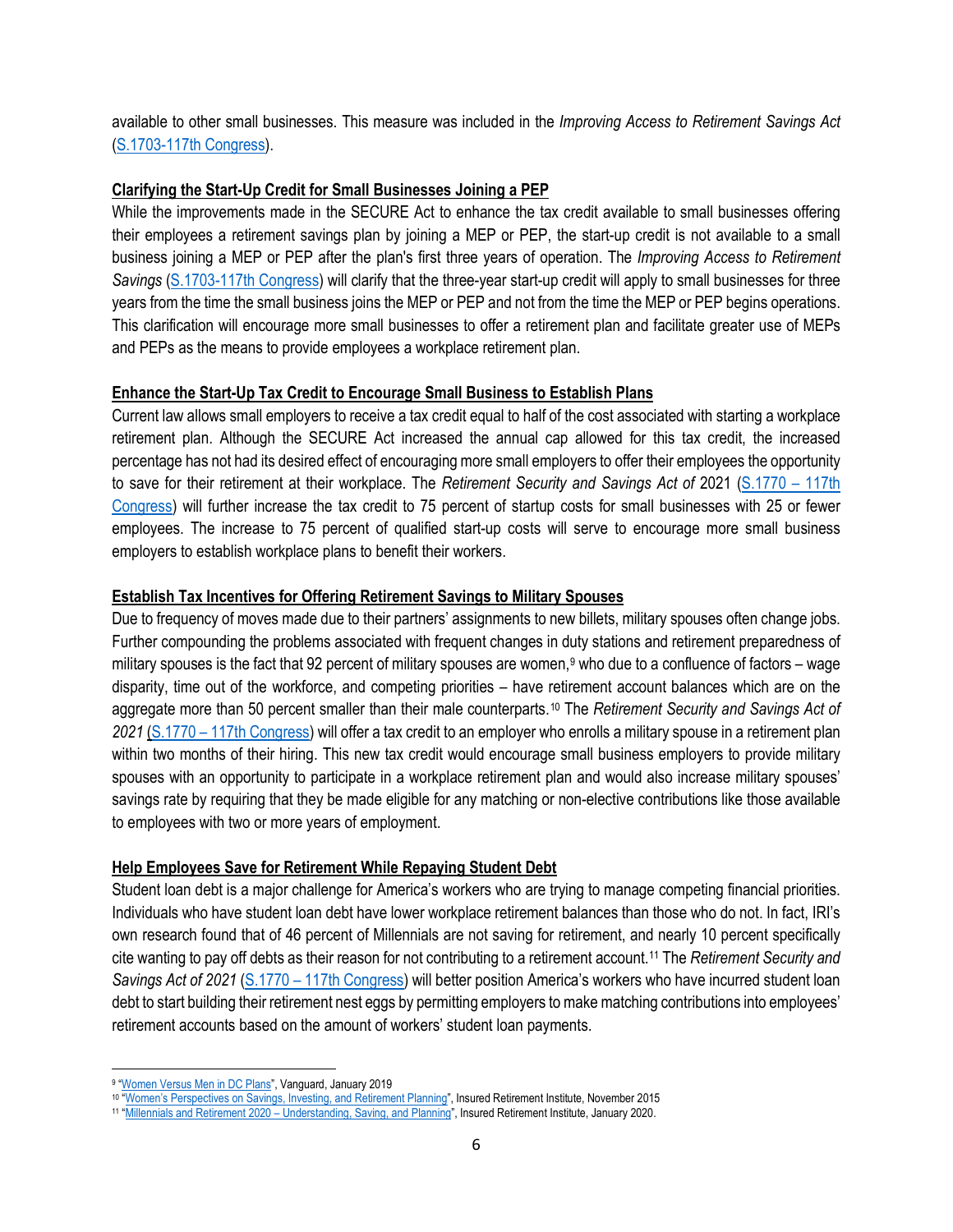available to other small businesses. This measure was included in the *Improving Access to Retirement Savings Act* (S.1703-117th Congress).

**Clarifying the Start-Up Credit for Small Businesses Joining a PEP**

While the improvements made in the SECURE Act to enhance the tax credit available to small businesses offering their employees a retirement savings plan by joining a MEP or PEP, the start-up credit is not available to a small business joining a MEP or PEP after the plan's first three years of operation. The *Improving Access to Retirement Savings* (S.1703-117th Congress) will clarify that the three-year start-up credit will apply to small businesses for three years from the time the small business joins the MEP or PEP and not from the time the MEP or PEP begins operations. This clarification will encourage more small businesses to offer a retirement plan and facilitate greater use of MEPs and PEPs as the means to provide employees a workplace retirement plan.

**Enhance the Start-Up Tax Credit to Encourage Small Business to Establish Plans**

Current law allows small employers to receive a tax credit equal to half of the cost associated with starting a workplace retirement plan. Although the SECURE Act increased the annual cap allowed for this tax credit, the increased percentage has not had its desired effect of encouraging more small employers to offer their employees the opportunity to save for their retirement at their workplace. The *Retirement Security and Savings Act of* 2021 (S.1770 – 117th Congress) will further increase the tax credit to 75 percent of startup costs for small businesses with 25 or fewer employees. The increase to 75 percent of qualified start-up costs will serve to encourage more small business employers to establish workplace plans to benefit their workers.

**Establish Tax Incentives for Offering Retirement Savings to Military Spouses**

Due to frequency of moves made due to their partners' assignments to new billets, military spouses often change jobs. Further compounding the problems associated with frequent changes in duty stations and retirement preparedness of military spouses is the fact that 92 percent of military spouses are women,[9] who due to a confluence of factors – wage disparity, time out of the workforce, and competing priorities – have retirement account balances which are on the aggregate more than 50 percent smaller than their male counterparts.[10] The *Retirement Security and Savings Act of 2021* (S.1770 – 117th Congress) will offer a tax credit to an employer who enrolls a military spouse in a retirement plan within two months of their hiring. This new tax credit would encourage small business employers to provide military spouses with an opportunity to participate in a workplace retirement plan and would also increase military spouses' savings rate by requiring that they be made eligible for any matching or non-elective contributions like those available to employees with two or more years of employment.

**Help Employees Save for Retirement While Repaying Student Debt**

Student loan debt is a major challenge for America's workers who are trying to manage competing financial priorities. Individuals who have student loan debt have lower workplace retirement balances than those who do not. In fact, IRI's own research found that of 46 percent of Millennials are not saving for retirement, and nearly 10 percent specifically cite wanting to pay off debts as their reason for not contributing to a retirement account.[11] The *Retirement Security and Savings Act of 2021* (S.1770 – 117th Congress) will better position America's workers who have incurred student loan debt to start building their retirement nest eggs by permitting employers to make matching contributions into employees' retirement accounts based on the amount of workers' student loan payments.

---

[9] "Women Versus Men in DC Plans", Vanguard, January 2019

[10] "Women's Perspectives on Savings, Investing, and Retirement Planning", Insured Retirement Institute, November 2015

[11] "Millennials and Retirement 2020 – Understanding, Saving, and Planning", Insured Retirement Institute, January 2020.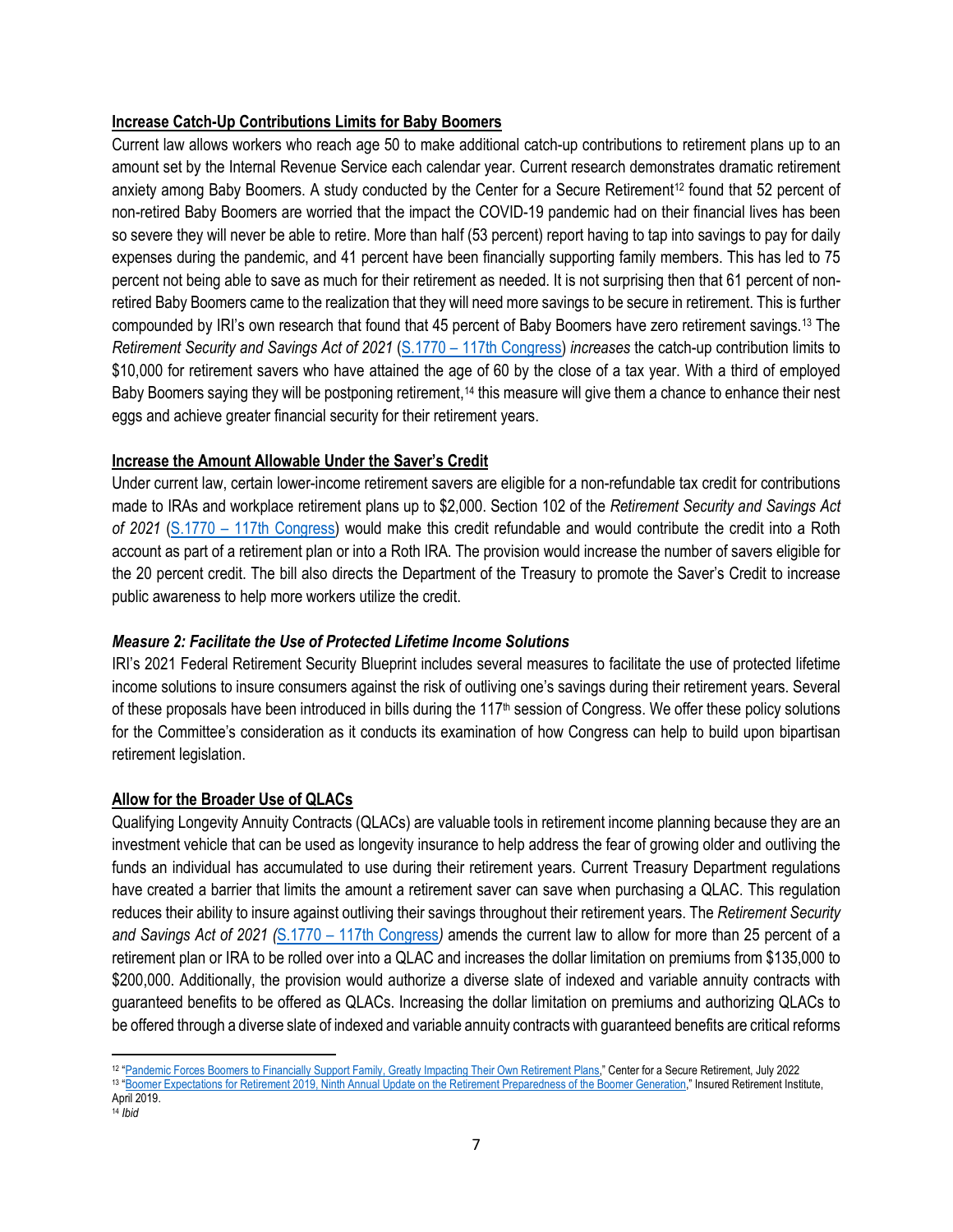**Increase Catch-Up Contributions Limits for Baby Boomers**

Current law allows workers who reach age 50 to make additional catch-up contributions to retirement plans up to an amount set by the Internal Revenue Service each calendar year. Current research demonstrates dramatic retirement anxiety among Baby Boomers. A study conducted by the Center for a Secure Retirement[12] found that 52 percent of non-retired Baby Boomers are worried that the impact the COVID-19 pandemic had on their financial lives has been so severe they will never be able to retire. More than half (53 percent) report having to tap into savings to pay for daily expenses during the pandemic, and 41 percent have been financially supporting family members. This has led to 75 percent not being able to save as much for their retirement as needed. It is not surprising then that 61 percent of non-retired Baby Boomers came to the realization that they will need more savings to be secure in retirement. This is further compounded by IRI's own research that found that 45 percent of Baby Boomers have zero retirement savings.[13] The *Retirement Security and Savings Act of 2021* (S.1770 – 117th Congress) *increases* the catch-up contribution limits to $10,000 for retirement savers who have attained the age of 60 by the close of a tax year. With a third of employed Baby Boomers saying they will be postponing retirement,[14] this measure will give them a chance to enhance their nest eggs and achieve greater financial security for their retirement years.

**Increase the Amount Allowable Under the Saver's Credit**

Under current law, certain lower-income retirement savers are eligible for a non-refundable tax credit for contributions made to IRAs and workplace retirement plans up to $2,000. Section 102 of the *Retirement Security and Savings Act of 2021* (S.1770 – 117th Congress) would make this credit refundable and would contribute the credit into a Roth account as part of a retirement plan or into a Roth IRA. The provision would increase the number of savers eligible for the 20 percent credit. The bill also directs the Department of the Treasury to promote the Saver's Credit to increase public awareness to help more workers utilize the credit.

***Measure 2: Facilitate the Use of Protected Lifetime Income Solutions***

IRI's 2021 Federal Retirement Security Blueprint includes several measures to facilitate the use of protected lifetime income solutions to insure consumers against the risk of outliving one's savings during their retirement years. Several of these proposals have been introduced in bills during the 117th session of Congress. We offer these policy solutions for the Committee's consideration as it conducts its examination of how Congress can help to build upon bipartisan retirement legislation.

**Allow for the Broader Use of QLACs**

Qualifying Longevity Annuity Contracts (QLACs) are valuable tools in retirement income planning because they are an investment vehicle that can be used as longevity insurance to help address the fear of growing older and outliving the funds an individual has accumulated to use during their retirement years. Current Treasury Department regulations have created a barrier that limits the amount a retirement saver can save when purchasing a QLAC. This regulation reduces their ability to insure against outliving their savings throughout their retirement years. The *Retirement Security and Savings Act of 2021 (*S.1770 – 117th Congress*)* amends the current law to allow for more than 25 percent of a retirement plan or IRA to be rolled over into a QLAC and increases the dollar limitation on premiums from $135,000 to $200,000. Additionally, the provision would authorize a diverse slate of indexed and variable annuity contracts with guaranteed benefits to be offered as QLACs. Increasing the dollar limitation on premiums and authorizing QLACs to be offered through a diverse slate of indexed and variable annuity contracts with guaranteed benefits are critical reforms

---

[12] "Pandemic Forces Boomers to Financially Support Family, Greatly Impacting Their Own Retirement Plans," Center for a Secure Retirement, July 2022

[13] "Boomer Expectations for Retirement 2019, Ninth Annual Update on the Retirement Preparedness of the Boomer Generation," Insured Retirement Institute, April 2019.

[14] *Ibid*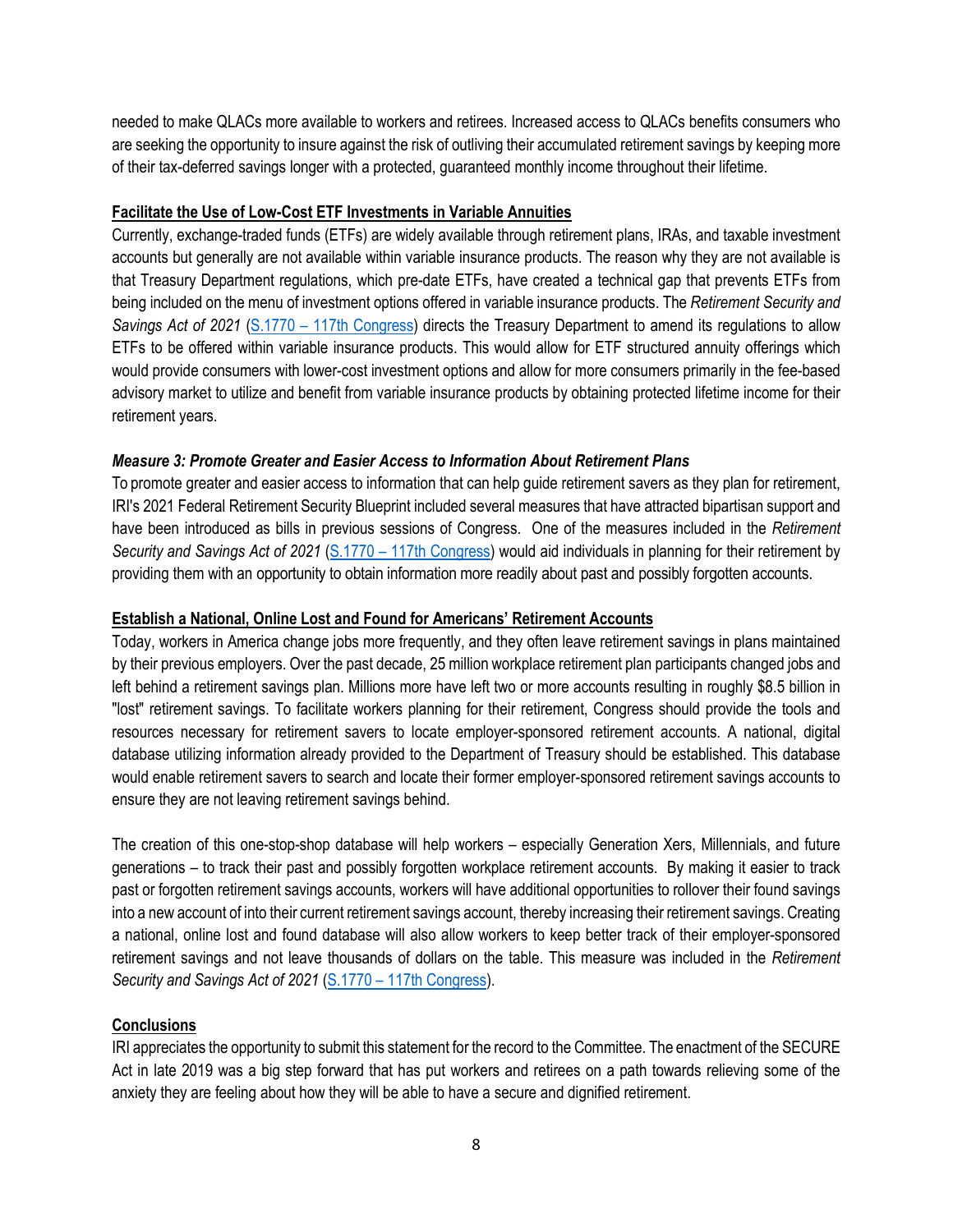needed to make QLACs more available to workers and retirees. Increased access to QLACs benefits consumers who are seeking the opportunity to insure against the risk of outliving their accumulated retirement savings by keeping more of their tax-deferred savings longer with a protected, guaranteed monthly income throughout their lifetime.

**Facilitate the Use of Low-Cost ETF Investments in Variable Annuities**

Currently, exchange-traded funds (ETFs) are widely available through retirement plans, IRAs, and taxable investment accounts but generally are not available within variable insurance products. The reason why they are not available is that Treasury Department regulations, which pre-date ETFs, have created a technical gap that prevents ETFs from being included on the menu of investment options offered in variable insurance products. The *Retirement Security and Savings Act of 2021* (S.1770 – 117th Congress) directs the Treasury Department to amend its regulations to allow ETFs to be offered within variable insurance products. This would allow for ETF structured annuity offerings which would provide consumers with lower-cost investment options and allow for more consumers primarily in the fee-based advisory market to utilize and benefit from variable insurance products by obtaining protected lifetime income for their retirement years.

***Measure 3: Promote Greater and Easier Access to Information About Retirement Plans***

To promote greater and easier access to information that can help guide retirement savers as they plan for retirement, IRI's 2021 Federal Retirement Security Blueprint included several measures that have attracted bipartisan support and have been introduced as bills in previous sessions of Congress. One of the measures included in the *Retirement Security and Savings Act of 2021* (S.1770 – 117th Congress) would aid individuals in planning for their retirement by providing them with an opportunity to obtain information more readily about past and possibly forgotten accounts.

**Establish a National, Online Lost and Found for Americans' Retirement Accounts**

Today, workers in America change jobs more frequently, and they often leave retirement savings in plans maintained by their previous employers. Over the past decade, 25 million workplace retirement plan participants changed jobs and left behind a retirement savings plan. Millions more have left two or more accounts resulting in roughly $8.5 billion in "lost" retirement savings. To facilitate workers planning for their retirement, Congress should provide the tools and resources necessary for retirement savers to locate employer-sponsored retirement accounts. A national, digital database utilizing information already provided to the Department of Treasury should be established. This database would enable retirement savers to search and locate their former employer-sponsored retirement savings accounts to ensure they are not leaving retirement savings behind.

The creation of this one-stop-shop database will help workers – especially Generation Xers, Millennials, and future generations – to track their past and possibly forgotten workplace retirement accounts. By making it easier to track past or forgotten retirement savings accounts, workers will have additional opportunities to rollover their found savings into a new account of into their current retirement savings account, thereby increasing their retirement savings. Creating a national, online lost and found database will also allow workers to keep better track of their employer-sponsored retirement savings and not leave thousands of dollars on the table. This measure was included in the *Retirement Security and Savings Act of 2021* (S.1770 – 117th Congress).

**Conclusions**

IRI appreciates the opportunity to submit this statement for the record to the Committee. The enactment of the SECURE Act in late 2019 was a big step forward that has put workers and retirees on a path towards relieving some of the anxiety they are feeling about how they will be able to have a secure and dignified retirement.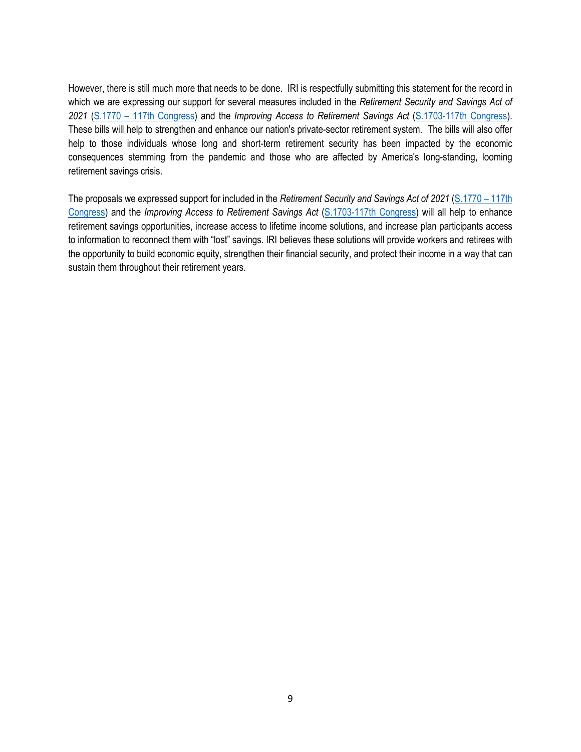However, there is still much more that needs to be done. IRI is respectfully submitting this statement for the record in which we are expressing our support for several measures included in the *Retirement Security and Savings Act of 2021* (S.1770 – 117th Congress) and the *Improving Access to Retirement Savings Act* (S.1703-117th Congress). These bills will help to strengthen and enhance our nation's private-sector retirement system. The bills will also offer help to those individuals whose long and short-term retirement security has been impacted by the economic consequences stemming from the pandemic and those who are affected by America's long-standing, looming retirement savings crisis.

The proposals we expressed support for included in the *Retirement Security and Savings Act of 2021* (S.1770 – 117th Congress) and the *Improving Access to Retirement Savings Act* (S.1703-117th Congress) will all help to enhance retirement savings opportunities, increase access to lifetime income solutions, and increase plan participants access to information to reconnect them with "lost" savings. IRI believes these solutions will provide workers and retirees with the opportunity to build economic equity, strengthen their financial security, and protect their income in a way that can sustain them throughout their retirement years.